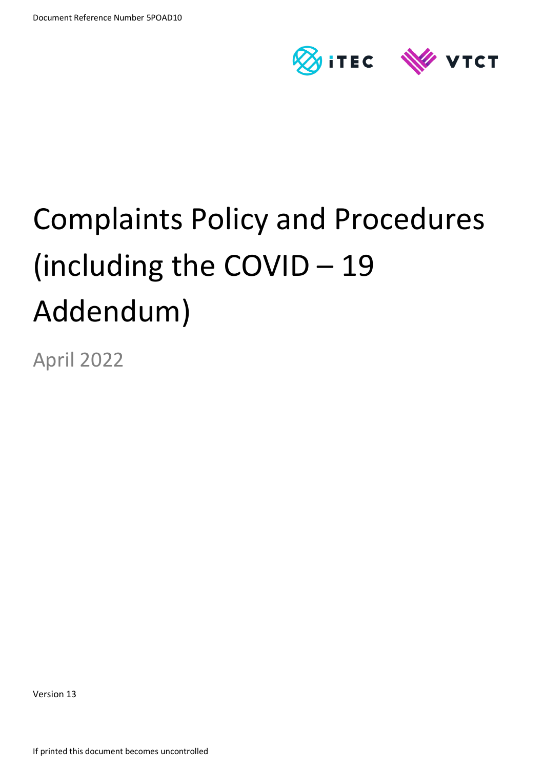Document Reference Number 5POAD10

iTEC VTCT

# Complaints Policy and Procedures (including the COVID – 19 Addendum)

April 2022

Version 13

If printed this document becomes uncontrolled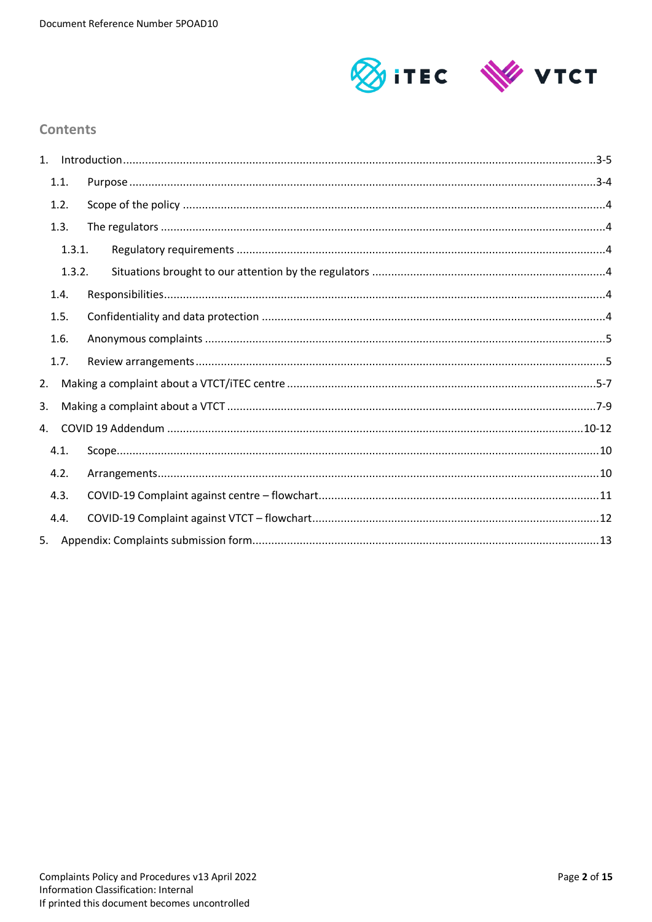## Contents

1. Introduction ........................................................................ 3-5
   1.1. Purpose ........................................................................ 3-4
   1.2. Scope of the policy ........................................................................ 4
   1.3. The regulators ........................................................................ 4
      1.3.1. Regulatory requirements ........................................................................ 4
      1.3.2. Situations brought to our attention by the regulators ........................................................................ 4
   1.4. Responsibilities ........................................................................ 4
   1.5. Confidentiality and data protection ........................................................................ 4
   1.6. Anonymous complaints ........................................................................ 5
   1.7. Review arrangements ........................................................................ 5
2. Making a complaint about a VTCT/iTEC centre ........................................................................ 5-7
3. Making a complaint about a VTCT ........................................................................ 7-9
4. COVID 19 Addendum ........................................................................ 10-12
   4.1. Scope ........................................................................ 10
   4.2. Arrangements ........................................................................ 10
   4.3. COVID-19 Complaint against centre – flowchart ........................................................................ 11
   4.4. COVID-19 Complaint against VTCT – flowchart ........................................................................ 12
5. Appendix: Complaints submission form ........................................................................ 13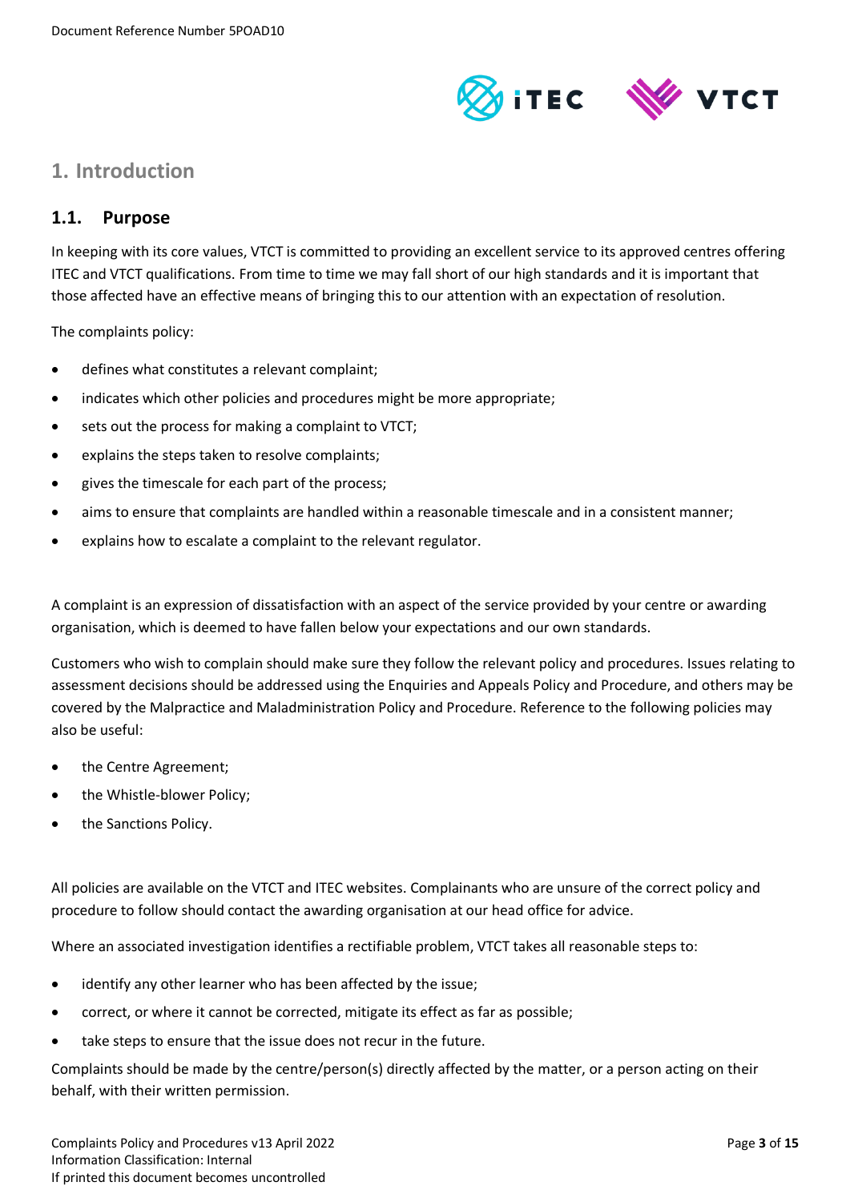## 1. Introduction

### 1.1. Purpose

In keeping with its core values, VTCT is committed to providing an excellent service to its approved centres offering ITEC and VTCT qualifications. From time to time we may fall short of our high standards and it is important that those affected have an effective means of bringing this to our attention with an expectation of resolution.

The complaints policy:

- defines what constitutes a relevant complaint;
- indicates which other policies and procedures might be more appropriate;
- sets out the process for making a complaint to VTCT;
- explains the steps taken to resolve complaints;
- gives the timescale for each part of the process;
- aims to ensure that complaints are handled within a reasonable timescale and in a consistent manner;
- explains how to escalate a complaint to the relevant regulator.

A complaint is an expression of dissatisfaction with an aspect of the service provided by your centre or awarding organisation, which is deemed to have fallen below your expectations and our own standards.

Customers who wish to complain should make sure they follow the relevant policy and procedures. Issues relating to assessment decisions should be addressed using the Enquiries and Appeals Policy and Procedure, and others may be covered by the Malpractice and Maladministration Policy and Procedure. Reference to the following policies may also be useful:

- the Centre Agreement;
- the Whistle-blower Policy;
- the Sanctions Policy.

All policies are available on the VTCT and ITEC websites. Complainants who are unsure of the correct policy and procedure to follow should contact the awarding organisation at our head office for advice.

Where an associated investigation identifies a rectifiable problem, VTCT takes all reasonable steps to:

- identify any other learner who has been affected by the issue;
- correct, or where it cannot be corrected, mitigate its effect as far as possible;
- take steps to ensure that the issue does not recur in the future.

Complaints should be made by the centre/person(s) directly affected by the matter, or a person acting on their behalf, with their written permission.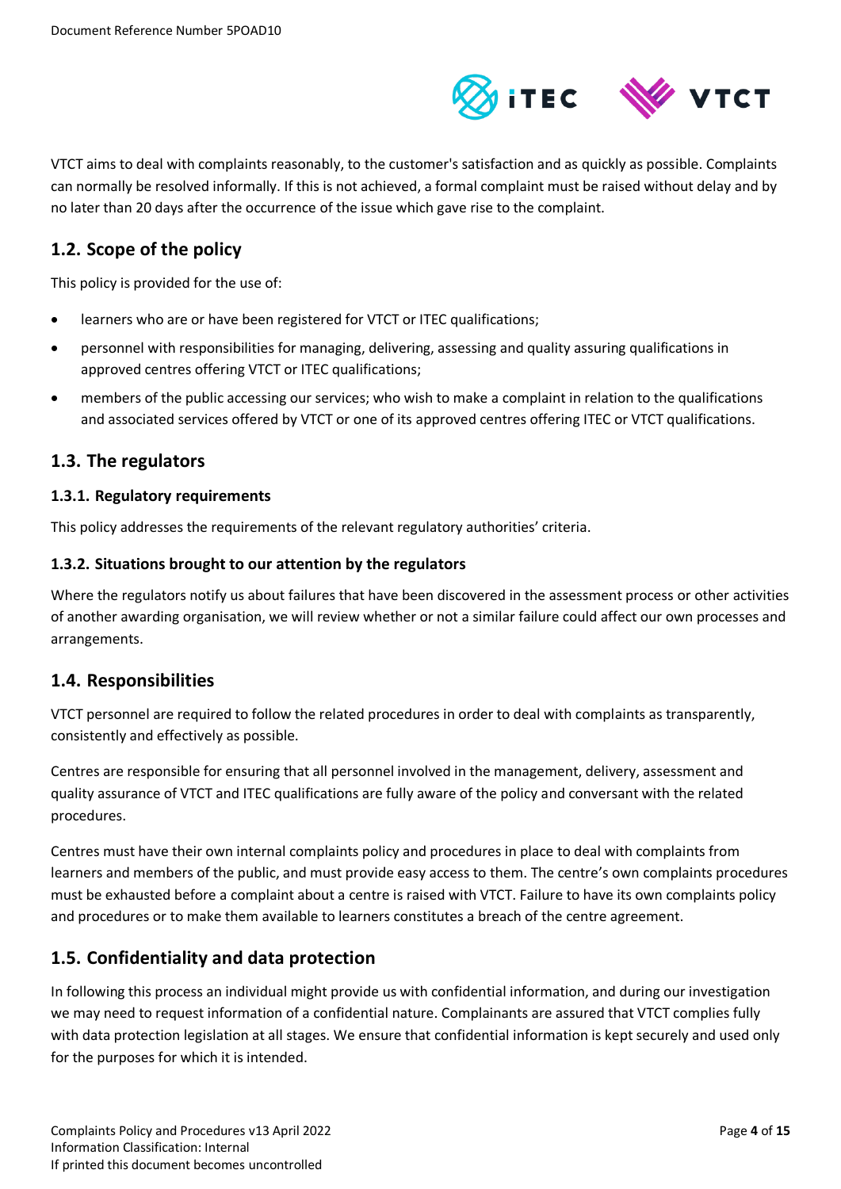VTCT aims to deal with complaints reasonably, to the customer's satisfaction and as quickly as possible. Complaints can normally be resolved informally. If this is not achieved, a formal complaint must be raised without delay and by no later than 20 days after the occurrence of the issue which gave rise to the complaint.

## 1.2. Scope of the policy

This policy is provided for the use of:

- learners who are or have been registered for VTCT or ITEC qualifications;
- personnel with responsibilities for managing, delivering, assessing and quality assuring qualifications in approved centres offering VTCT or ITEC qualifications;
- members of the public accessing our services; who wish to make a complaint in relation to the qualifications and associated services offered by VTCT or one of its approved centres offering ITEC or VTCT qualifications.

## 1.3. The regulators

### 1.3.1. Regulatory requirements

This policy addresses the requirements of the relevant regulatory authorities' criteria.

### 1.3.2. Situations brought to our attention by the regulators

Where the regulators notify us about failures that have been discovered in the assessment process or other activities of another awarding organisation, we will review whether or not a similar failure could affect our own processes and arrangements.

## 1.4. Responsibilities

VTCT personnel are required to follow the related procedures in order to deal with complaints as transparently, consistently and effectively as possible.

Centres are responsible for ensuring that all personnel involved in the management, delivery, assessment and quality assurance of VTCT and ITEC qualifications are fully aware of the policy and conversant with the related procedures.

Centres must have their own internal complaints policy and procedures in place to deal with complaints from learners and members of the public, and must provide easy access to them. The centre's own complaints procedures must be exhausted before a complaint about a centre is raised with VTCT. Failure to have its own complaints policy and procedures or to make them available to learners constitutes a breach of the centre agreement.

## 1.5. Confidentiality and data protection

In following this process an individual might provide us with confidential information, and during our investigation we may need to request information of a confidential nature. Complainants are assured that VTCT complies fully with data protection legislation at all stages. We ensure that confidential information is kept securely and used only for the purposes for which it is intended.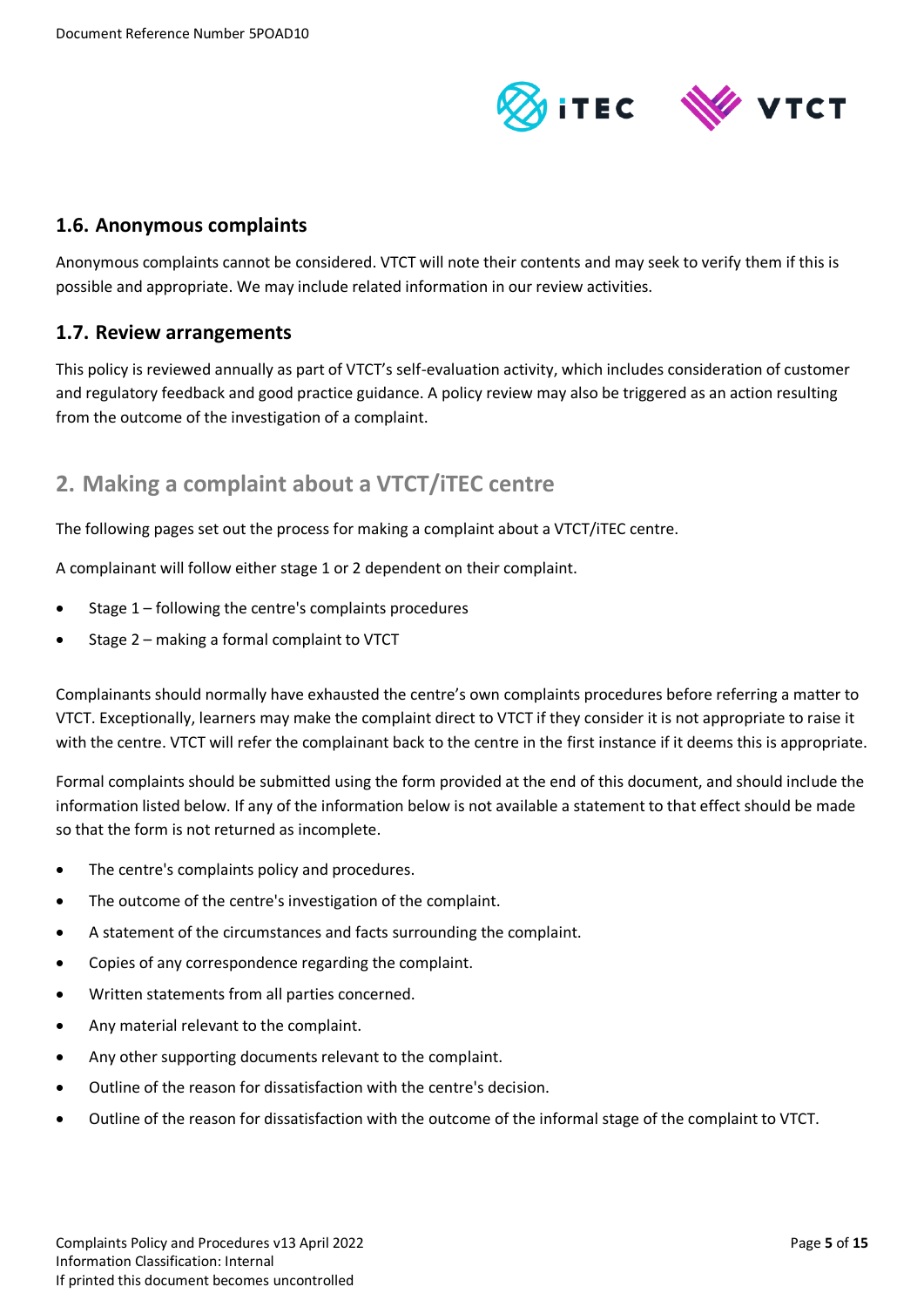### 1.6. Anonymous complaints

Anonymous complaints cannot be considered. VTCT will note their contents and may seek to verify them if this is possible and appropriate. We may include related information in our review activities.

### 1.7. Review arrangements

This policy is reviewed annually as part of VTCT's self-evaluation activity, which includes consideration of customer and regulatory feedback and good practice guidance. A policy review may also be triggered as an action resulting from the outcome of the investigation of a complaint.

## 2. Making a complaint about a VTCT/iTEC centre

The following pages set out the process for making a complaint about a VTCT/iTEC centre.

A complainant will follow either stage 1 or 2 dependent on their complaint.

- Stage 1 – following the centre's complaints procedures
- Stage 2 – making a formal complaint to VTCT

Complainants should normally have exhausted the centre's own complaints procedures before referring a matter to VTCT. Exceptionally, learners may make the complaint direct to VTCT if they consider it is not appropriate to raise it with the centre. VTCT will refer the complainant back to the centre in the first instance if it deems this is appropriate.

Formal complaints should be submitted using the form provided at the end of this document, and should include the information listed below. If any of the information below is not available a statement to that effect should be made so that the form is not returned as incomplete.

- The centre's complaints policy and procedures.
- The outcome of the centre's investigation of the complaint.
- A statement of the circumstances and facts surrounding the complaint.
- Copies of any correspondence regarding the complaint.
- Written statements from all parties concerned.
- Any material relevant to the complaint.
- Any other supporting documents relevant to the complaint.
- Outline of the reason for dissatisfaction with the centre's decision.
- Outline of the reason for dissatisfaction with the outcome of the informal stage of the complaint to VTCT.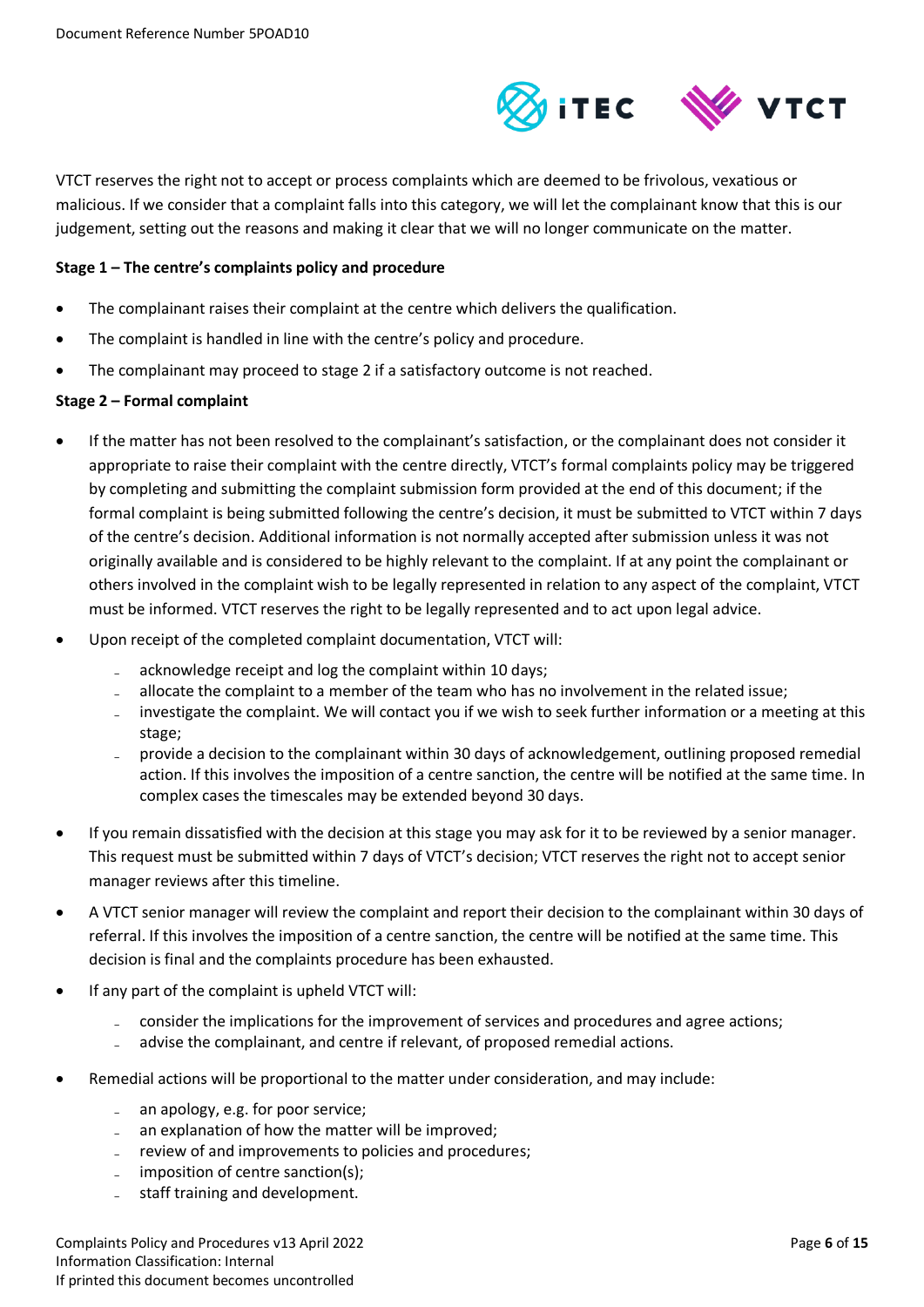VTCT reserves the right not to accept or process complaints which are deemed to be frivolous, vexatious or malicious. If we consider that a complaint falls into this category, we will let the complainant know that this is our judgement, setting out the reasons and making it clear that we will no longer communicate on the matter.

**Stage 1 – The centre's complaints policy and procedure**

- The complainant raises their complaint at the centre which delivers the qualification.
- The complaint is handled in line with the centre's policy and procedure.
- The complainant may proceed to stage 2 if a satisfactory outcome is not reached.

**Stage 2 – Formal complaint**

- If the matter has not been resolved to the complainant's satisfaction, or the complainant does not consider it appropriate to raise their complaint with the centre directly, VTCT's formal complaints policy may be triggered by completing and submitting the complaint submission form provided at the end of this document; if the formal complaint is being submitted following the centre's decision, it must be submitted to VTCT within 7 days of the centre's decision. Additional information is not normally accepted after submission unless it was not originally available and is considered to be highly relevant to the complaint. If at any point the complainant or others involved in the complaint wish to be legally represented in relation to any aspect of the complaint, VTCT must be informed. VTCT reserves the right to be legally represented and to act upon legal advice.
- Upon receipt of the completed complaint documentation, VTCT will:
  - acknowledge receipt and log the complaint within 10 days;
  - allocate the complaint to a member of the team who has no involvement in the related issue;
  - investigate the complaint. We will contact you if we wish to seek further information or a meeting at this stage;
  - provide a decision to the complainant within 30 days of acknowledgement, outlining proposed remedial action. If this involves the imposition of a centre sanction, the centre will be notified at the same time. In complex cases the timescales may be extended beyond 30 days.
- If you remain dissatisfied with the decision at this stage you may ask for it to be reviewed by a senior manager. This request must be submitted within 7 days of VTCT's decision; VTCT reserves the right not to accept senior manager reviews after this timeline.
- A VTCT senior manager will review the complaint and report their decision to the complainant within 30 days of referral. If this involves the imposition of a centre sanction, the centre will be notified at the same time. This decision is final and the complaints procedure has been exhausted.
- If any part of the complaint is upheld VTCT will:
  - consider the implications for the improvement of services and procedures and agree actions;
  - advise the complainant, and centre if relevant, of proposed remedial actions.
- Remedial actions will be proportional to the matter under consideration, and may include:
  - an apology, e.g. for poor service;
  - an explanation of how the matter will be improved;
  - review of and improvements to policies and procedures;
  - imposition of centre sanction(s);
  - staff training and development.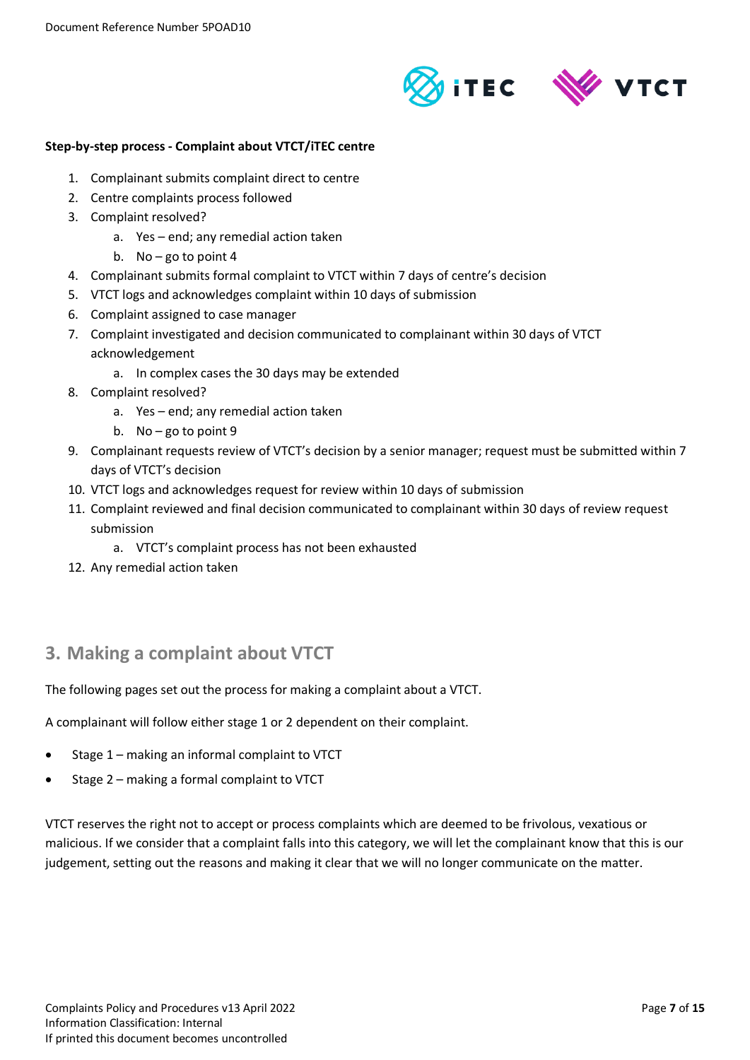**Step-by-step process - Complaint about VTCT/iTEC centre**

1. Complainant submits complaint direct to centre
2. Centre complaints process followed
3. Complaint resolved?
    a. Yes – end; any remedial action taken
    b. No – go to point 4
4. Complainant submits formal complaint to VTCT within 7 days of centre's decision
5. VTCT logs and acknowledges complaint within 10 days of submission
6. Complaint assigned to case manager
7. Complaint investigated and decision communicated to complainant within 30 days of VTCT acknowledgement
    a. In complex cases the 30 days may be extended
8. Complaint resolved?
    a. Yes – end; any remedial action taken
    b. No – go to point 9
9. Complainant requests review of VTCT's decision by a senior manager; request must be submitted within 7 days of VTCT's decision
10. VTCT logs and acknowledges request for review within 10 days of submission
11. Complaint reviewed and final decision communicated to complainant within 30 days of review request submission
    a. VTCT's complaint process has not been exhausted
12. Any remedial action taken

## 3. Making a complaint about VTCT

The following pages set out the process for making a complaint about a VTCT.

A complainant will follow either stage 1 or 2 dependent on their complaint.

- Stage 1 – making an informal complaint to VTCT
- Stage 2 – making a formal complaint to VTCT

VTCT reserves the right not to accept or process complaints which are deemed to be frivolous, vexatious or malicious. If we consider that a complaint falls into this category, we will let the complainant know that this is our judgement, setting out the reasons and making it clear that we will no longer communicate on the matter.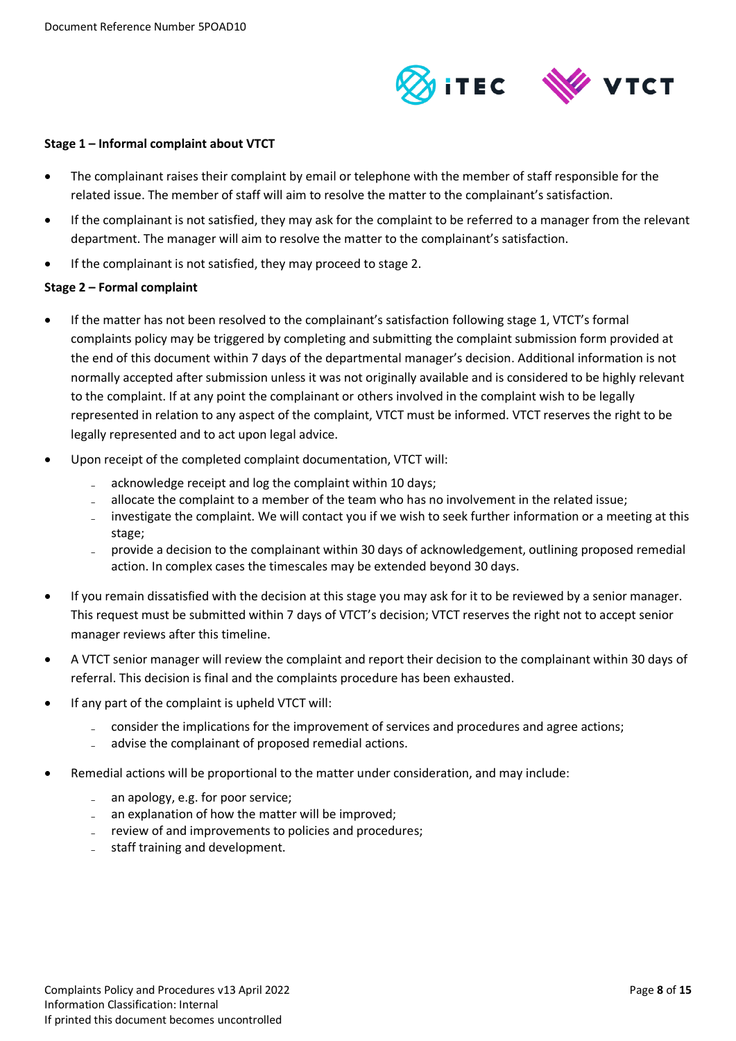**Stage 1 – Informal complaint about VTCT**

- The complainant raises their complaint by email or telephone with the member of staff responsible for the related issue. The member of staff will aim to resolve the matter to the complainant's satisfaction.
- If the complainant is not satisfied, they may ask for the complaint to be referred to a manager from the relevant department. The manager will aim to resolve the matter to the complainant's satisfaction.
- If the complainant is not satisfied, they may proceed to stage 2.

**Stage 2 – Formal complaint**

- If the matter has not been resolved to the complainant's satisfaction following stage 1, VTCT's formal complaints policy may be triggered by completing and submitting the complaint submission form provided at the end of this document within 7 days of the departmental manager's decision. Additional information is not normally accepted after submission unless it was not originally available and is considered to be highly relevant to the complaint. If at any point the complainant or others involved in the complaint wish to be legally represented in relation to any aspect of the complaint, VTCT must be informed. VTCT reserves the right to be legally represented and to act upon legal advice.
- Upon receipt of the completed complaint documentation, VTCT will:
  - acknowledge receipt and log the complaint within 10 days;
  - allocate the complaint to a member of the team who has no involvement in the related issue;
  - investigate the complaint. We will contact you if we wish to seek further information or a meeting at this stage;
  - provide a decision to the complainant within 30 days of acknowledgement, outlining proposed remedial action. In complex cases the timescales may be extended beyond 30 days.
- If you remain dissatisfied with the decision at this stage you may ask for it to be reviewed by a senior manager. This request must be submitted within 7 days of VTCT's decision; VTCT reserves the right not to accept senior manager reviews after this timeline.
- A VTCT senior manager will review the complaint and report their decision to the complainant within 30 days of referral. This decision is final and the complaints procedure has been exhausted.
- If any part of the complaint is upheld VTCT will:
  - consider the implications for the improvement of services and procedures and agree actions;
  - advise the complainant of proposed remedial actions.
- Remedial actions will be proportional to the matter under consideration, and may include:
  - an apology, e.g. for poor service;
  - an explanation of how the matter will be improved;
  - review of and improvements to policies and procedures;
  - staff training and development.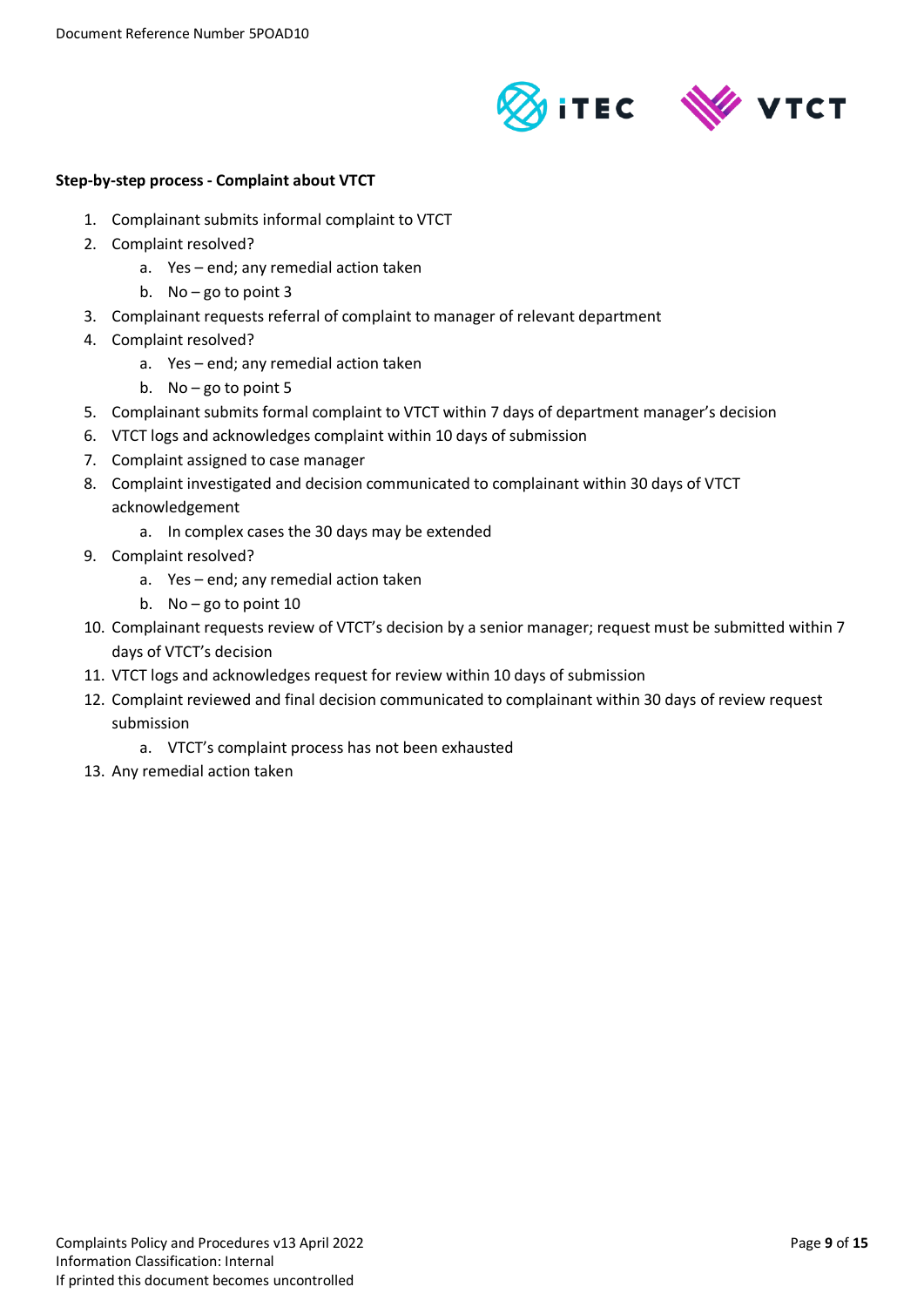**Step-by-step process - Complaint about VTCT**

1. Complainant submits informal complaint to VTCT
2. Complaint resolved?
    a. Yes – end; any remedial action taken
    b. No – go to point 3
3. Complainant requests referral of complaint to manager of relevant department
4. Complaint resolved?
    a. Yes – end; any remedial action taken
    b. No – go to point 5
5. Complainant submits formal complaint to VTCT within 7 days of department manager's decision
6. VTCT logs and acknowledges complaint within 10 days of submission
7. Complaint assigned to case manager
8. Complaint investigated and decision communicated to complainant within 30 days of VTCT acknowledgement
    a. In complex cases the 30 days may be extended
9. Complaint resolved?
    a. Yes – end; any remedial action taken
    b. No – go to point 10
10. Complainant requests review of VTCT's decision by a senior manager; request must be submitted within 7 days of VTCT's decision
11. VTCT logs and acknowledges request for review within 10 days of submission
12. Complaint reviewed and final decision communicated to complainant within 30 days of review request submission
    a. VTCT's complaint process has not been exhausted
13. Any remedial action taken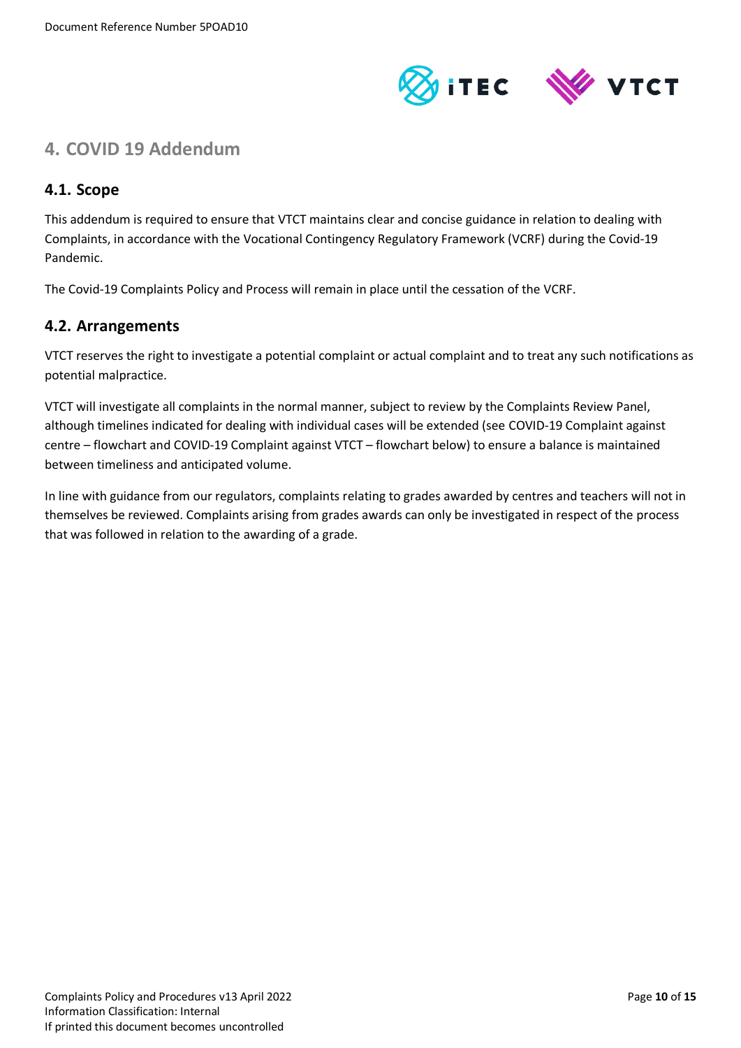## 4. COVID 19 Addendum

### 4.1. Scope

This addendum is required to ensure that VTCT maintains clear and concise guidance in relation to dealing with Complaints, in accordance with the Vocational Contingency Regulatory Framework (VCRF) during the Covid-19 Pandemic.

The Covid-19 Complaints Policy and Process will remain in place until the cessation of the VCRF.

### 4.2. Arrangements

VTCT reserves the right to investigate a potential complaint or actual complaint and to treat any such notifications as potential malpractice.

VTCT will investigate all complaints in the normal manner, subject to review by the Complaints Review Panel, although timelines indicated for dealing with individual cases will be extended (see COVID-19 Complaint against centre – flowchart and COVID-19 Complaint against VTCT – flowchart below) to ensure a balance is maintained between timeliness and anticipated volume.

In line with guidance from our regulators, complaints relating to grades awarded by centres and teachers will not in themselves be reviewed. Complaints arising from grades awards can only be investigated in respect of the process that was followed in relation to the awarding of a grade.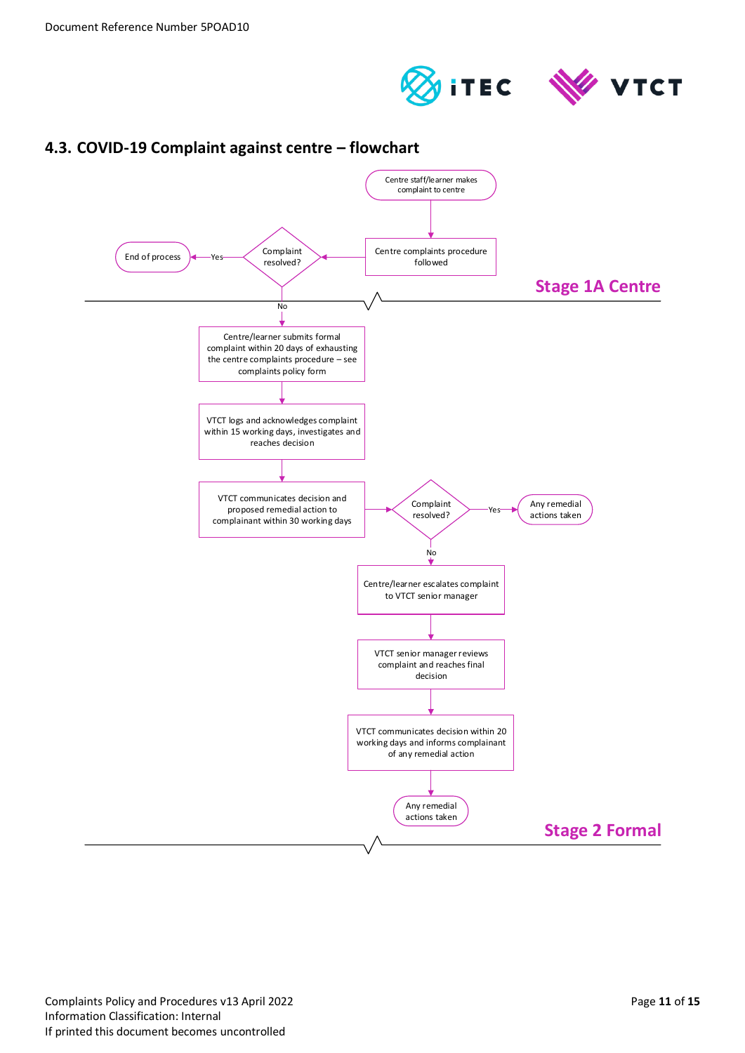## 4.3. COVID-19 Complaint against centre – flowchart

Centre staff/learner makes complaint to centre

Centre complaints procedure followed

Complaint resolved?

Yes → End of process

**Stage 1A Centre**

No

Centre/learner submits formal complaint within 20 days of exhausting the centre complaints procedure – see complaints policy form

VTCT logs and acknowledges complaint within 15 working days, investigates and reaches decision

VTCT communicates decision and proposed remedial action to complainant within 30 working days

Complaint resolved?

Yes → Any remedial actions taken

No

Centre/learner escalates complaint to VTCT senior manager

VTCT senior manager reviews complaint and reaches final decision

VTCT communicates decision within 20 working days and informs complainant of any remedial action

Any remedial actions taken

**Stage 2 Formal**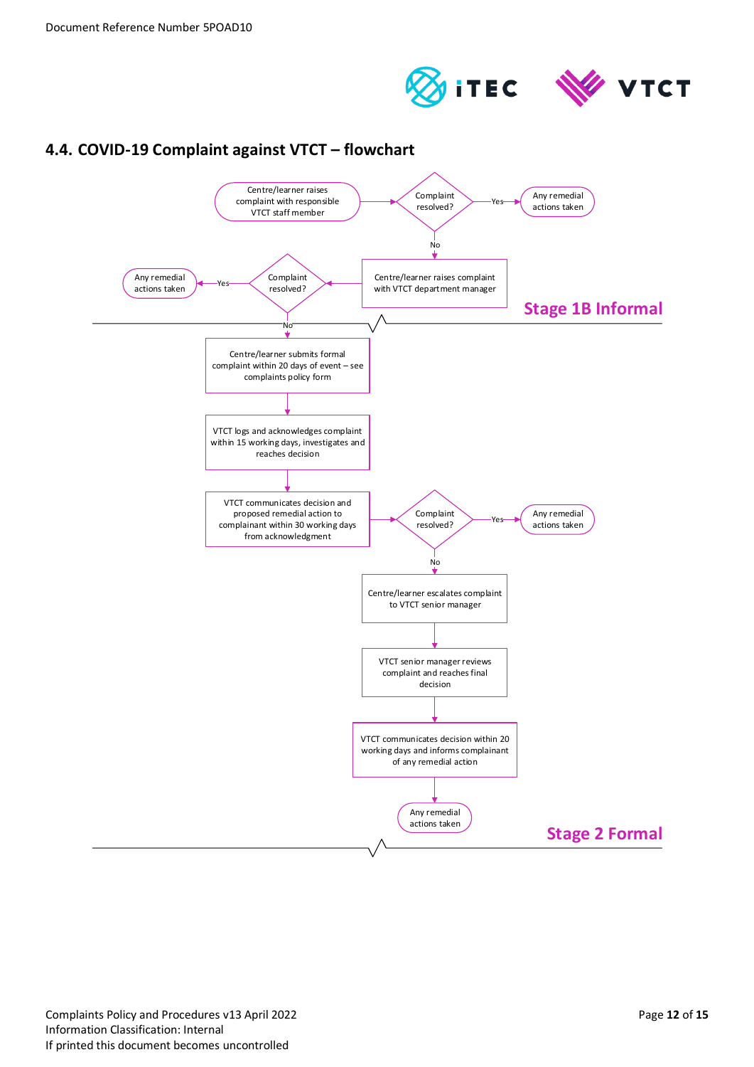## 4.4. COVID-19 Complaint against VTCT – flowchart

Centre/learner raises complaint with responsible VTCT staff member

Complaint resolved?

Yes → Any remedial actions taken

No → Centre/learner raises complaint with VTCT department manager

Complaint resolved?

Yes → Any remedial actions taken

**Stage 1B Informal**

No → Centre/learner submits formal complaint within 20 days of event – see complaints policy form

VTCT logs and acknowledges complaint within 15 working days, investigates and reaches decision

VTCT communicates decision and proposed remedial action to complainant within 30 working days from acknowledgment

Complaint resolved?

Yes → Any remedial actions taken

No → Centre/learner escalates complaint to VTCT senior manager

VTCT senior manager reviews complaint and reaches final decision

VTCT communicates decision within 20 working days and informs complainant of any remedial action

Any remedial actions taken

**Stage 2 Formal**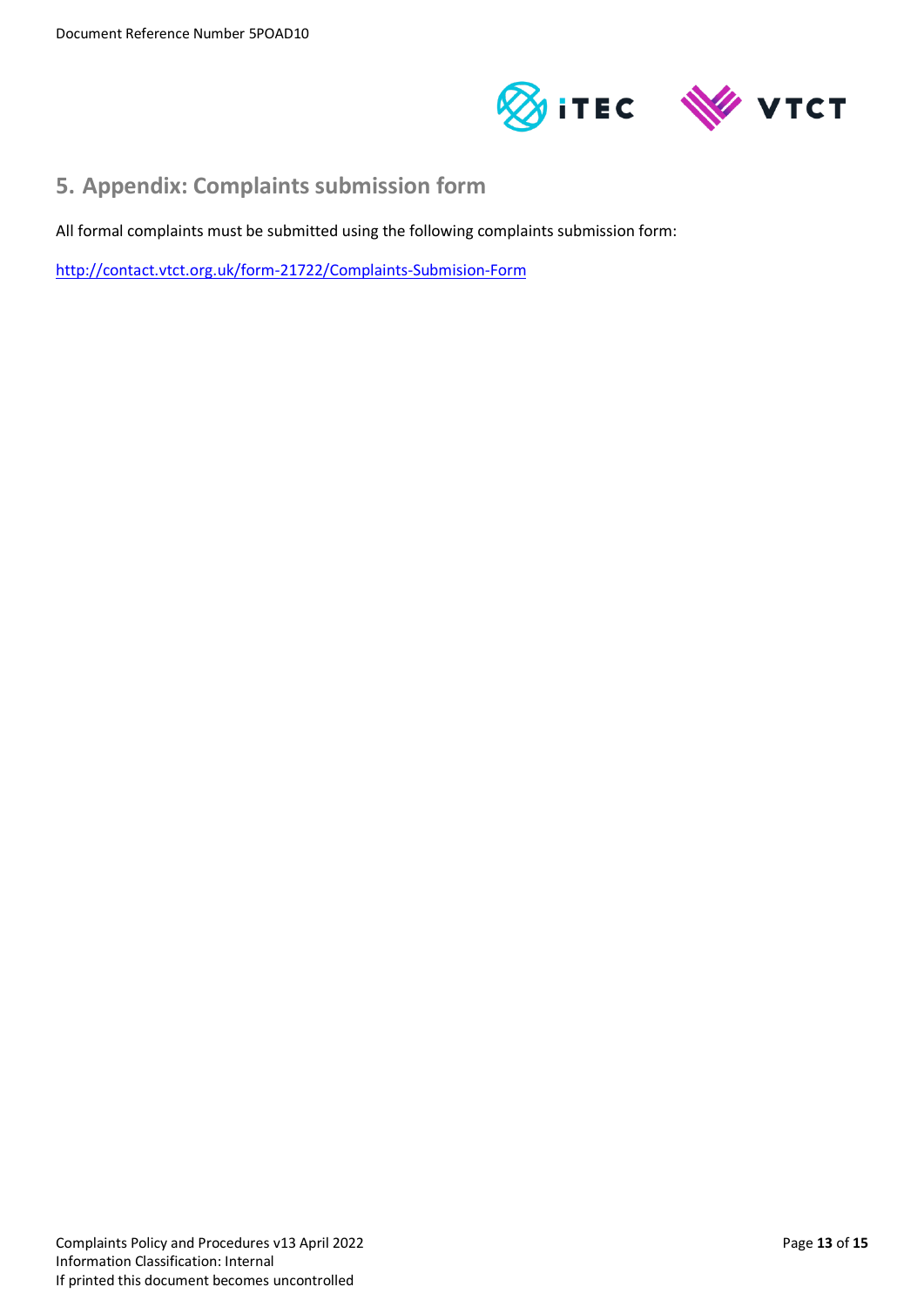## 5. Appendix: Complaints submission form

All formal complaints must be submitted using the following complaints submission form:

http://contact.vtct.org.uk/form-21722/Complaints-Submision-Form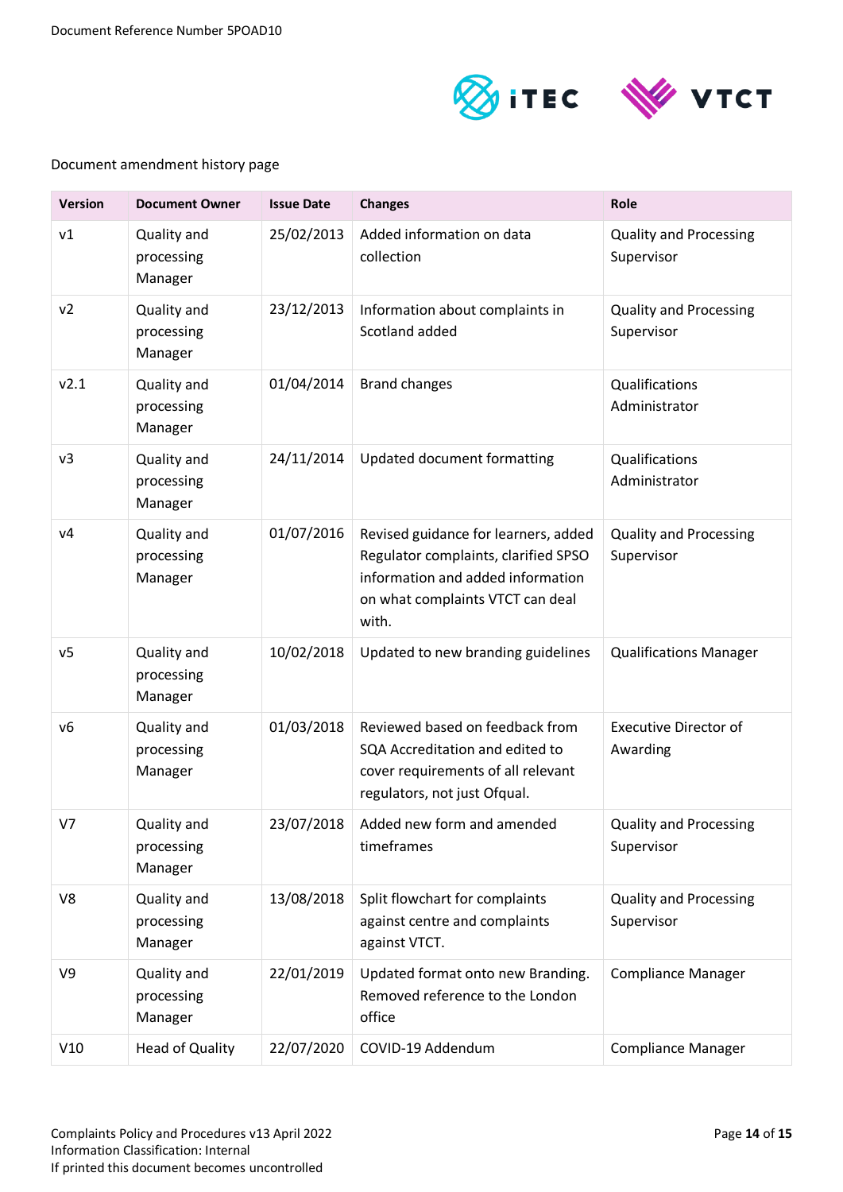Document amendment history page

| Version | Document Owner | Issue Date | Changes | Role |
|---|---|---|---|---|
| v1 | Quality and processing Manager | 25/02/2013 | Added information on data collection | Quality and Processing Supervisor |
| v2 | Quality and processing Manager | 23/12/2013 | Information about complaints in Scotland added | Quality and Processing Supervisor |
| v2.1 | Quality and processing Manager | 01/04/2014 | Brand changes | Qualifications Administrator |
| v3 | Quality and processing Manager | 24/11/2014 | Updated document formatting | Qualifications Administrator |
| v4 | Quality and processing Manager | 01/07/2016 | Revised guidance for learners, added Regulator complaints, clarified SPSO information and added information on what complaints VTCT can deal with. | Quality and Processing Supervisor |
| v5 | Quality and processing Manager | 10/02/2018 | Updated to new branding guidelines | Qualifications Manager |
| v6 | Quality and processing Manager | 01/03/2018 | Reviewed based on feedback from SQA Accreditation and edited to cover requirements of all relevant regulators, not just Ofqual. | Executive Director of Awarding |
| V7 | Quality and processing Manager | 23/07/2018 | Added new form and amended timeframes | Quality and Processing Supervisor |
| V8 | Quality and processing Manager | 13/08/2018 | Split flowchart for complaints against centre and complaints against VTCT. | Quality and Processing Supervisor |
| V9 | Quality and processing Manager | 22/01/2019 | Updated format onto new Branding. Removed reference to the London office | Compliance Manager |
| V10 | Head of Quality | 22/07/2020 | COVID-19 Addendum | Compliance Manager |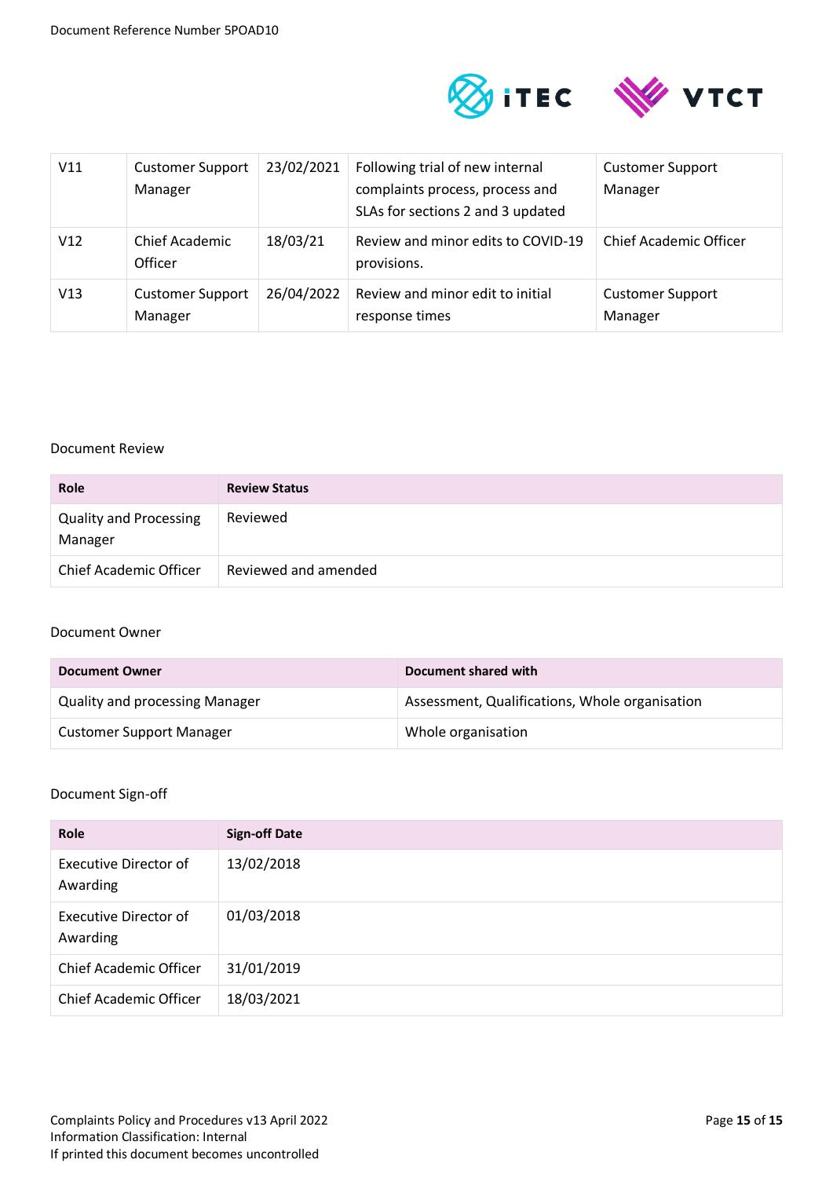| | | | | |
|---|---|---|---|---|
| V11 | Customer Support Manager | 23/02/2021 | Following trial of new internal complaints process, process and SLAs for sections 2 and 3 updated | Customer Support Manager |
| V12 | Chief Academic Officer | 18/03/21 | Review and minor edits to COVID-19 provisions. | Chief Academic Officer |
| V13 | Customer Support Manager | 26/04/2022 | Review and minor edit to initial response times | Customer Support Manager |

Document Review

| Role | Review Status |
|---|---|
| Quality and Processing Manager | Reviewed |
| Chief Academic Officer | Reviewed and amended |

Document Owner

| Document Owner | Document shared with |
|---|---|
| Quality and processing Manager | Assessment, Qualifications, Whole organisation |
| Customer Support Manager | Whole organisation |

Document Sign-off

| Role | Sign-off Date |
|---|---|
| Executive Director of Awarding | 13/02/2018 |
| Executive Director of Awarding | 01/03/2018 |
| Chief Academic Officer | 31/01/2019 |
| Chief Academic Officer | 18/03/2021 |